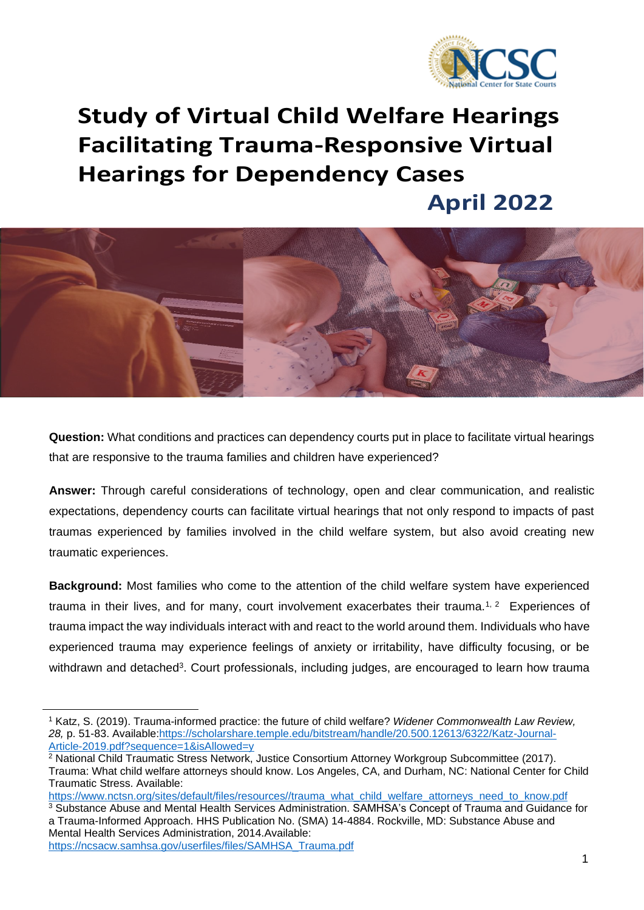# Study of Virtual Child Welfare Hearings Facilitating Trauma-Responsive Virtual Hearings for Dependency Cases

**April 2022**

**Question:** What conditions and practices can dependency courts put in place to facilitate virtual hearings that are responsive to the trauma families and children have experienced?

**Answer:** Through careful considerations of technology, open and clear communication, and realistic expectations, dependency courts can facilitate virtual hearings that not only respond to impacts of past traumas experienced by families involved in the child welfare system, but also avoid creating new traumatic experiences.

**Background:** Most families who come to the attention of the child welfare system have experienced trauma in their lives, and for many, court involvement exacerbates their trauma.[1, 2] Experiences of trauma impact the way individuals interact with and react to the world around them. Individuals who have experienced trauma may experience feelings of anxiety or irritability, have difficulty focusing, or be withdrawn and detached[3]. Court professionals, including judges, are encouraged to learn how trauma

---

[1] Katz, S. (2019). Trauma-informed practice: the future of child welfare? *Widener Commonwealth Law Review, 28,* p. 51-83. Available:https://scholarshare.temple.edu/bitstream/handle/20.500.12613/6322/Katz-Journal-Article-2019.pdf?sequence=1&isAllowed=y

[2] National Child Traumatic Stress Network, Justice Consortium Attorney Workgroup Subcommittee (2017). Trauma: What child welfare attorneys should know. Los Angeles, CA, and Durham, NC: National Center for Child Traumatic Stress. Available: https://www.nctsn.org/sites/default/files/resources//trauma_what_child_welfare_attorneys_need_to_know.pdf

[3] Substance Abuse and Mental Health Services Administration. SAMHSA's Concept of Trauma and Guidance for a Trauma-Informed Approach. HHS Publication No. (SMA) 14-4884. Rockville, MD: Substance Abuse and Mental Health Services Administration, 2014.Available: https://ncsacw.samhsa.gov/userfiles/files/SAMHSA_Trauma.pdf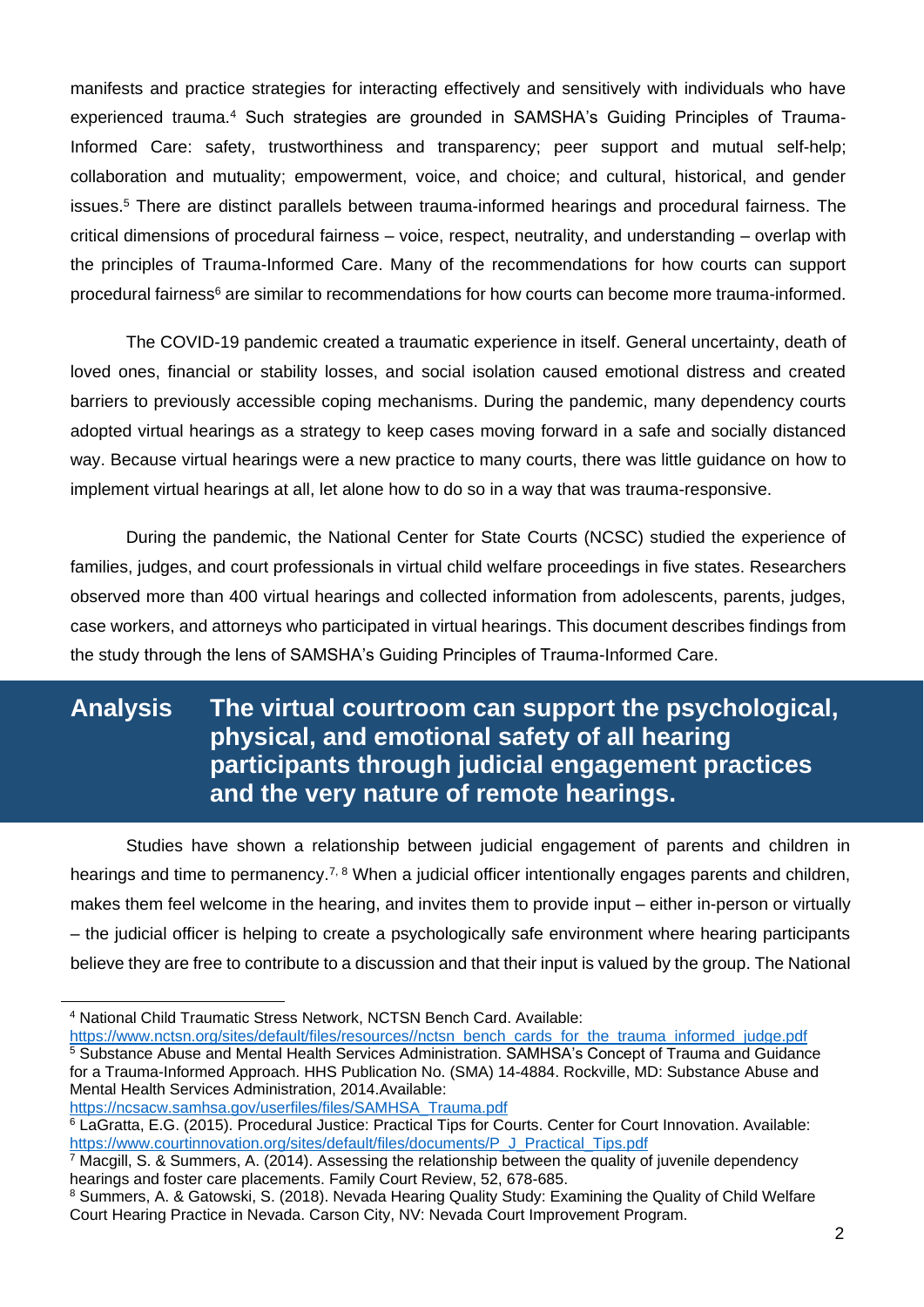manifests and practice strategies for interacting effectively and sensitively with individuals who have experienced trauma.[4] Such strategies are grounded in SAMSHA's Guiding Principles of Trauma-Informed Care: safety, trustworthiness and transparency; peer support and mutual self-help; collaboration and mutuality; empowerment, voice, and choice; and cultural, historical, and gender issues.[5] There are distinct parallels between trauma-informed hearings and procedural fairness. The critical dimensions of procedural fairness – voice, respect, neutrality, and understanding – overlap with the principles of Trauma-Informed Care. Many of the recommendations for how courts can support procedural fairness[6] are similar to recommendations for how courts can become more trauma-informed.

The COVID-19 pandemic created a traumatic experience in itself. General uncertainty, death of loved ones, financial or stability losses, and social isolation caused emotional distress and created barriers to previously accessible coping mechanisms. During the pandemic, many dependency courts adopted virtual hearings as a strategy to keep cases moving forward in a safe and socially distanced way. Because virtual hearings were a new practice to many courts, there was little guidance on how to implement virtual hearings at all, let alone how to do so in a way that was trauma-responsive.

During the pandemic, the National Center for State Courts (NCSC) studied the experience of families, judges, and court professionals in virtual child welfare proceedings in five states. Researchers observed more than 400 virtual hearings and collected information from adolescents, parents, judges, case workers, and attorneys who participated in virtual hearings. This document describes findings from the study through the lens of SAMSHA's Guiding Principles of Trauma-Informed Care.

## Analysis — The virtual courtroom can support the psychological, physical, and emotional safety of all hearing participants through judicial engagement practices and the very nature of remote hearings.

Studies have shown a relationship between judicial engagement of parents and children in hearings and time to permanency.[7, 8] When a judicial officer intentionally engages parents and children, makes them feel welcome in the hearing, and invites them to provide input – either in-person or virtually – the judicial officer is helping to create a psychologically safe environment where hearing participants believe they are free to contribute to a discussion and that their input is valued by the group. The National

---

[4] National Child Traumatic Stress Network, NCTSN Bench Card. Available: https://www.nctsn.org/sites/default/files/resources//nctsn_bench_cards_for_the_trauma_informed_judge.pdf

[5] Substance Abuse and Mental Health Services Administration. SAMHSA's Concept of Trauma and Guidance for a Trauma-Informed Approach. HHS Publication No. (SMA) 14-4884. Rockville, MD: Substance Abuse and Mental Health Services Administration, 2014.Available: https://ncsacw.samhsa.gov/userfiles/files/SAMHSA_Trauma.pdf

[6] LaGratta, E.G. (2015). Procedural Justice: Practical Tips for Courts. Center for Court Innovation. Available: https://www.courtinnovation.org/sites/default/files/documents/P_J_Practical_Tips.pdf

[7] Macgill, S. & Summers, A. (2014). Assessing the relationship between the quality of juvenile dependency hearings and foster care placements. Family Court Review, 52, 678-685.

[8] Summers, A. & Gatowski, S. (2018). Nevada Hearing Quality Study: Examining the Quality of Child Welfare Court Hearing Practice in Nevada. Carson City, NV: Nevada Court Improvement Program.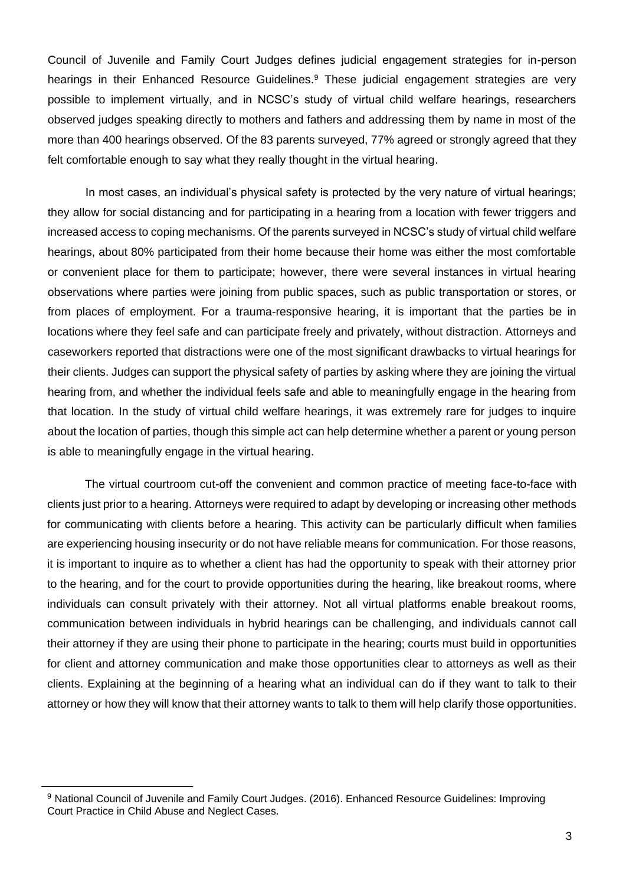Council of Juvenile and Family Court Judges defines judicial engagement strategies for in-person hearings in their Enhanced Resource Guidelines.[9] These judicial engagement strategies are very possible to implement virtually, and in NCSC's study of virtual child welfare hearings, researchers observed judges speaking directly to mothers and fathers and addressing them by name in most of the more than 400 hearings observed. Of the 83 parents surveyed, 77% agreed or strongly agreed that they felt comfortable enough to say what they really thought in the virtual hearing.

In most cases, an individual's physical safety is protected by the very nature of virtual hearings; they allow for social distancing and for participating in a hearing from a location with fewer triggers and increased access to coping mechanisms. Of the parents surveyed in NCSC's study of virtual child welfare hearings, about 80% participated from their home because their home was either the most comfortable or convenient place for them to participate; however, there were several instances in virtual hearing observations where parties were joining from public spaces, such as public transportation or stores, or from places of employment. For a trauma-responsive hearing, it is important that the parties be in locations where they feel safe and can participate freely and privately, without distraction. Attorneys and caseworkers reported that distractions were one of the most significant drawbacks to virtual hearings for their clients. Judges can support the physical safety of parties by asking where they are joining the virtual hearing from, and whether the individual feels safe and able to meaningfully engage in the hearing from that location. In the study of virtual child welfare hearings, it was extremely rare for judges to inquire about the location of parties, though this simple act can help determine whether a parent or young person is able to meaningfully engage in the virtual hearing.

The virtual courtroom cut-off the convenient and common practice of meeting face-to-face with clients just prior to a hearing. Attorneys were required to adapt by developing or increasing other methods for communicating with clients before a hearing. This activity can be particularly difficult when families are experiencing housing insecurity or do not have reliable means for communication. For those reasons, it is important to inquire as to whether a client has had the opportunity to speak with their attorney prior to the hearing, and for the court to provide opportunities during the hearing, like breakout rooms, where individuals can consult privately with their attorney. Not all virtual platforms enable breakout rooms, communication between individuals in hybrid hearings can be challenging, and individuals cannot call their attorney if they are using their phone to participate in the hearing; courts must build in opportunities for client and attorney communication and make those opportunities clear to attorneys as well as their clients. Explaining at the beginning of a hearing what an individual can do if they want to talk to their attorney or how they will know that their attorney wants to talk to them will help clarify those opportunities.

[9] National Council of Juvenile and Family Court Judges. (2016). Enhanced Resource Guidelines: Improving Court Practice in Child Abuse and Neglect Cases.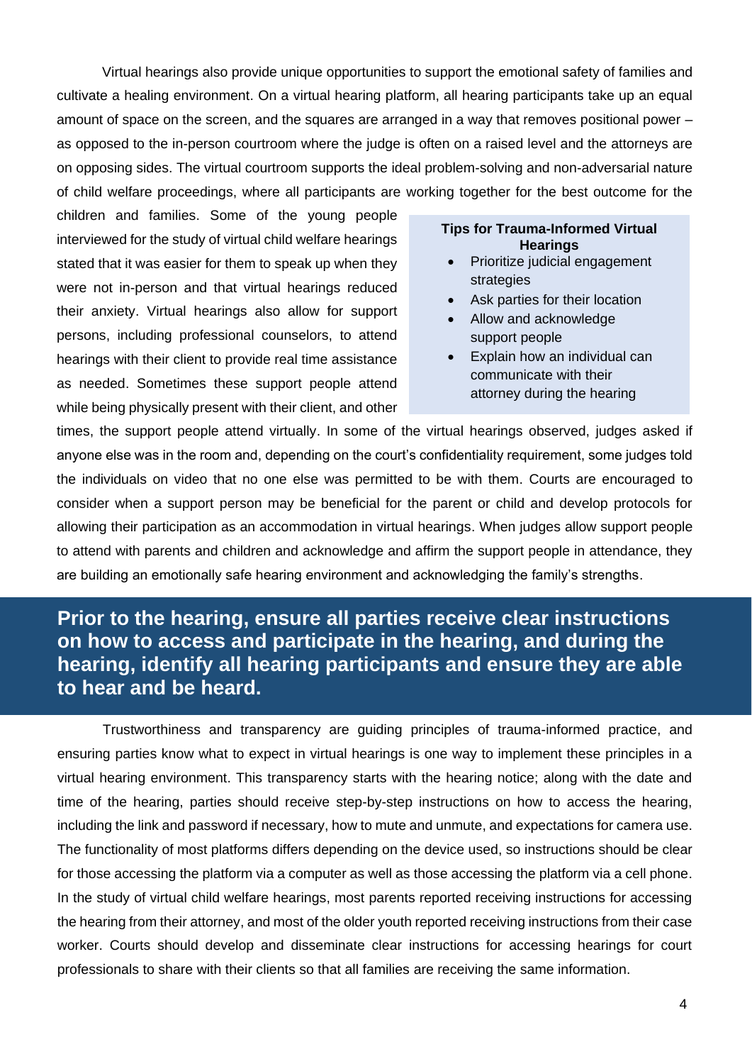Virtual hearings also provide unique opportunities to support the emotional safety of families and cultivate a healing environment. On a virtual hearing platform, all hearing participants take up an equal amount of space on the screen, and the squares are arranged in a way that removes positional power – as opposed to the in-person courtroom where the judge is often on a raised level and the attorneys are on opposing sides. The virtual courtroom supports the ideal problem-solving and non-adversarial nature of child welfare proceedings, where all participants are working together for the best outcome for the children and families. Some of the young people interviewed for the study of virtual child welfare hearings stated that it was easier for them to speak up when they were not in-person and that virtual hearings reduced their anxiety. Virtual hearings also allow for support persons, including professional counselors, to attend hearings with their client to provide real time assistance as needed. Sometimes these support people attend while being physically present with their client, and other times, the support people attend virtually. In some of the virtual hearings observed, judges asked if anyone else was in the room and, depending on the court's confidentiality requirement, some judges told the individuals on video that no one else was permitted to be with them. Courts are encouraged to consider when a support person may be beneficial for the parent or child and develop protocols for allowing their participation as an accommodation in virtual hearings. When judges allow support people to attend with parents and children and acknowledge and affirm the support people in attendance, they are building an emotionally safe hearing environment and acknowledging the family's strengths.

**Tips for Trauma-Informed Virtual Hearings**

- Prioritize judicial engagement strategies
- Ask parties for their location
- Allow and acknowledge support people
- Explain how an individual can communicate with their attorney during the hearing

## Prior to the hearing, ensure all parties receive clear instructions on how to access and participate in the hearing, and during the hearing, identify all hearing participants and ensure they are able to hear and be heard.

Trustworthiness and transparency are guiding principles of trauma-informed practice, and ensuring parties know what to expect in virtual hearings is one way to implement these principles in a virtual hearing environment. This transparency starts with the hearing notice; along with the date and time of the hearing, parties should receive step-by-step instructions on how to access the hearing, including the link and password if necessary, how to mute and unmute, and expectations for camera use. The functionality of most platforms differs depending on the device used, so instructions should be clear for those accessing the platform via a computer as well as those accessing the platform via a cell phone. In the study of virtual child welfare hearings, most parents reported receiving instructions for accessing the hearing from their attorney, and most of the older youth reported receiving instructions from their case worker. Courts should develop and disseminate clear instructions for accessing hearings for court professionals to share with their clients so that all families are receiving the same information.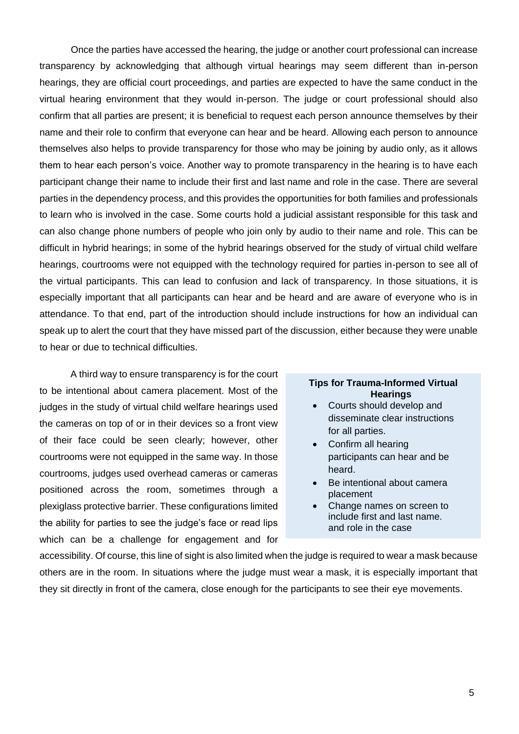Once the parties have accessed the hearing, the judge or another court professional can increase transparency by acknowledging that although virtual hearings may seem different than in-person hearings, they are official court proceedings, and parties are expected to have the same conduct in the virtual hearing environment that they would in-person. The judge or court professional should also confirm that all parties are present; it is beneficial to request each person announce themselves by their name and their role to confirm that everyone can hear and be heard. Allowing each person to announce themselves also helps to provide transparency for those who may be joining by audio only, as it allows them to hear each person's voice. Another way to promote transparency in the hearing is to have each participant change their name to include their first and last name and role in the case. There are several parties in the dependency process, and this provides the opportunities for both families and professionals to learn who is involved in the case. Some courts hold a judicial assistant responsible for this task and can also change phone numbers of people who join only by audio to their name and role. This can be difficult in hybrid hearings; in some of the hybrid hearings observed for the study of virtual child welfare hearings, courtrooms were not equipped with the technology required for parties in-person to see all of the virtual participants. This can lead to confusion and lack of transparency. In those situations, it is especially important that all participants can hear and be heard and are aware of everyone who is in attendance. To that end, part of the introduction should include instructions for how an individual can speak up to alert the court that they have missed part of the discussion, either because they were unable to hear or due to technical difficulties.

A third way to ensure transparency is for the court to be intentional about camera placement. Most of the judges in the study of virtual child welfare hearings used the cameras on top of or in their devices so a front view of their face could be seen clearly; however, other courtrooms were not equipped in the same way. In those courtrooms, judges used overhead cameras or cameras positioned across the room, sometimes through a plexiglass protective barrier. These configurations limited the ability for parties to see the judge's face or read lips which can be a challenge for engagement and for accessibility. Of course, this line of sight is also limited when the judge is required to wear a mask because others are in the room. In situations where the judge must wear a mask, it is especially important that they sit directly in front of the camera, close enough for the participants to see their eye movements.

**Tips for Trauma-Informed Virtual Hearings**

- Courts should develop and disseminate clear instructions for all parties.
- Confirm all hearing participants can hear and be heard.
- Be intentional about camera placement
- Change names on screen to include first and last name. and role in the case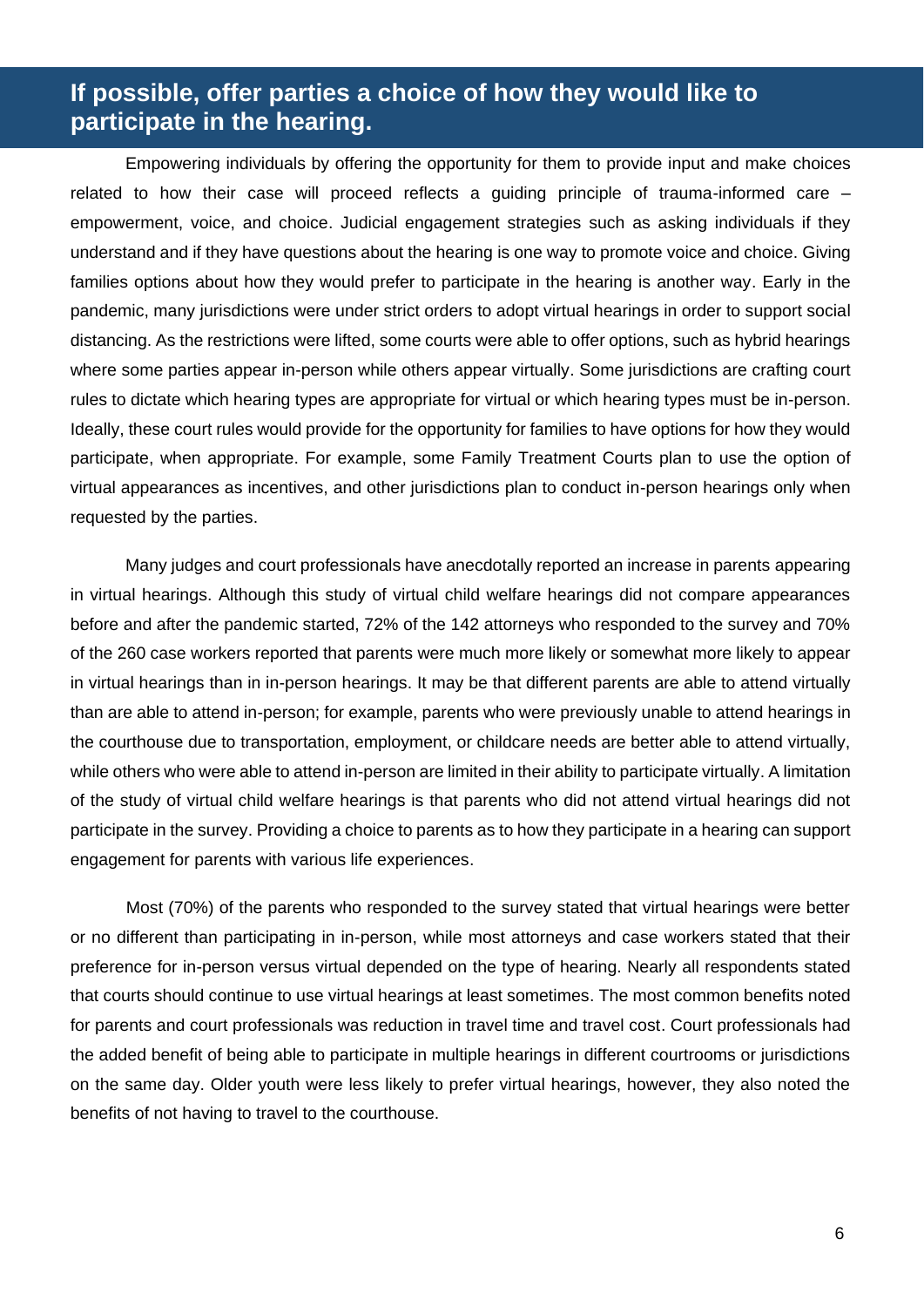## If possible, offer parties a choice of how they would like to participate in the hearing.

Empowering individuals by offering the opportunity for them to provide input and make choices related to how their case will proceed reflects a guiding principle of trauma-informed care – empowerment, voice, and choice. Judicial engagement strategies such as asking individuals if they understand and if they have questions about the hearing is one way to promote voice and choice. Giving families options about how they would prefer to participate in the hearing is another way. Early in the pandemic, many jurisdictions were under strict orders to adopt virtual hearings in order to support social distancing. As the restrictions were lifted, some courts were able to offer options, such as hybrid hearings where some parties appear in-person while others appear virtually. Some jurisdictions are crafting court rules to dictate which hearing types are appropriate for virtual or which hearing types must be in-person. Ideally, these court rules would provide for the opportunity for families to have options for how they would participate, when appropriate. For example, some Family Treatment Courts plan to use the option of virtual appearances as incentives, and other jurisdictions plan to conduct in-person hearings only when requested by the parties.

Many judges and court professionals have anecdotally reported an increase in parents appearing in virtual hearings. Although this study of virtual child welfare hearings did not compare appearances before and after the pandemic started, 72% of the 142 attorneys who responded to the survey and 70% of the 260 case workers reported that parents were much more likely or somewhat more likely to appear in virtual hearings than in in-person hearings. It may be that different parents are able to attend virtually than are able to attend in-person; for example, parents who were previously unable to attend hearings in the courthouse due to transportation, employment, or childcare needs are better able to attend virtually, while others who were able to attend in-person are limited in their ability to participate virtually. A limitation of the study of virtual child welfare hearings is that parents who did not attend virtual hearings did not participate in the survey. Providing a choice to parents as to how they participate in a hearing can support engagement for parents with various life experiences.

Most (70%) of the parents who responded to the survey stated that virtual hearings were better or no different than participating in in-person, while most attorneys and case workers stated that their preference for in-person versus virtual depended on the type of hearing. Nearly all respondents stated that courts should continue to use virtual hearings at least sometimes. The most common benefits noted for parents and court professionals was reduction in travel time and travel cost. Court professionals had the added benefit of being able to participate in multiple hearings in different courtrooms or jurisdictions on the same day. Older youth were less likely to prefer virtual hearings, however, they also noted the benefits of not having to travel to the courthouse.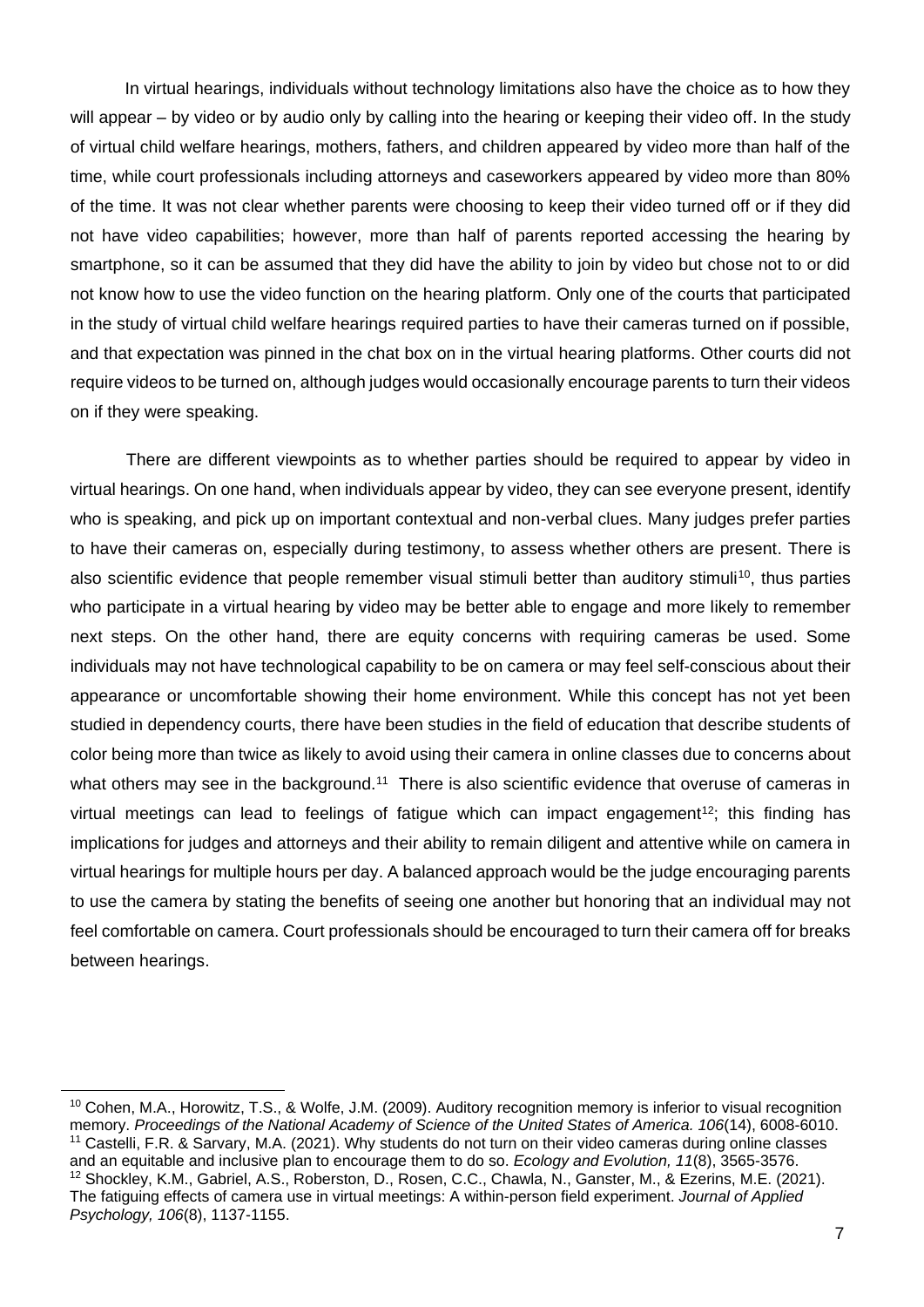In virtual hearings, individuals without technology limitations also have the choice as to how they will appear – by video or by audio only by calling into the hearing or keeping their video off. In the study of virtual child welfare hearings, mothers, fathers, and children appeared by video more than half of the time, while court professionals including attorneys and caseworkers appeared by video more than 80% of the time. It was not clear whether parents were choosing to keep their video turned off or if they did not have video capabilities; however, more than half of parents reported accessing the hearing by smartphone, so it can be assumed that they did have the ability to join by video but chose not to or did not know how to use the video function on the hearing platform. Only one of the courts that participated in the study of virtual child welfare hearings required parties to have their cameras turned on if possible, and that expectation was pinned in the chat box on in the virtual hearing platforms. Other courts did not require videos to be turned on, although judges would occasionally encourage parents to turn their videos on if they were speaking.

There are different viewpoints as to whether parties should be required to appear by video in virtual hearings. On one hand, when individuals appear by video, they can see everyone present, identify who is speaking, and pick up on important contextual and non-verbal clues. Many judges prefer parties to have their cameras on, especially during testimony, to assess whether others are present. There is also scientific evidence that people remember visual stimuli better than auditory stimuli[10], thus parties who participate in a virtual hearing by video may be better able to engage and more likely to remember next steps. On the other hand, there are equity concerns with requiring cameras be used. Some individuals may not have technological capability to be on camera or may feel self-conscious about their appearance or uncomfortable showing their home environment. While this concept has not yet been studied in dependency courts, there have been studies in the field of education that describe students of color being more than twice as likely to avoid using their camera in online classes due to concerns about what others may see in the background.[11] There is also scientific evidence that overuse of cameras in virtual meetings can lead to feelings of fatigue which can impact engagement[12]; this finding has implications for judges and attorneys and their ability to remain diligent and attentive while on camera in virtual hearings for multiple hours per day. A balanced approach would be the judge encouraging parents to use the camera by stating the benefits of seeing one another but honoring that an individual may not feel comfortable on camera. Court professionals should be encouraged to turn their camera off for breaks between hearings.

---

[10] Cohen, M.A., Horowitz, T.S., & Wolfe, J.M. (2009). Auditory recognition memory is inferior to visual recognition memory. *Proceedings of the National Academy of Science of the United States of America. 106*(14), 6008-6010.

[11] Castelli, F.R. & Sarvary, M.A. (2021). Why students do not turn on their video cameras during online classes and an equitable and inclusive plan to encourage them to do so. *Ecology and Evolution, 11*(8), 3565-3576.

[12] Shockley, K.M., Gabriel, A.S., Roberston, D., Rosen, C.C., Chawla, N., Ganster, M., & Ezerins, M.E. (2021). The fatiguing effects of camera use in virtual meetings: A within-person field experiment. *Journal of Applied Psychology, 106*(8), 1137-1155.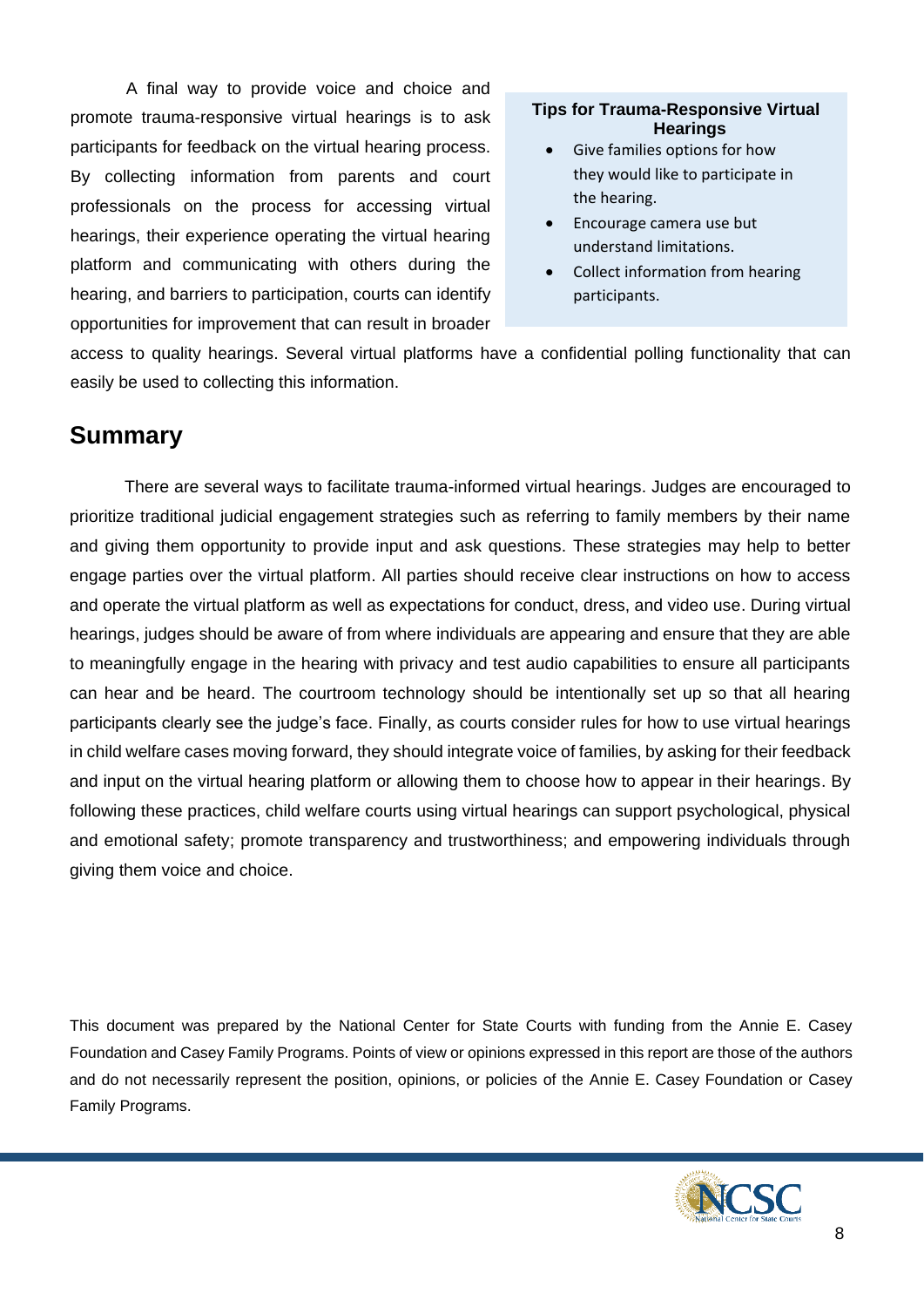A final way to provide voice and choice and promote trauma-responsive virtual hearings is to ask participants for feedback on the virtual hearing process. By collecting information from parents and court professionals on the process for accessing virtual hearings, their experience operating the virtual hearing platform and communicating with others during the hearing, and barriers to participation, courts can identify opportunities for improvement that can result in broader access to quality hearings. Several virtual platforms have a confidential polling functionality that can easily be used to collecting this information.

**Tips for Trauma-Responsive Virtual Hearings**

- Give families options for how they would like to participate in the hearing.
- Encourage camera use but understand limitations.
- Collect information from hearing participants.

## Summary

There are several ways to facilitate trauma-informed virtual hearings. Judges are encouraged to prioritize traditional judicial engagement strategies such as referring to family members by their name and giving them opportunity to provide input and ask questions. These strategies may help to better engage parties over the virtual platform. All parties should receive clear instructions on how to access and operate the virtual platform as well as expectations for conduct, dress, and video use. During virtual hearings, judges should be aware of from where individuals are appearing and ensure that they are able to meaningfully engage in the hearing with privacy and test audio capabilities to ensure all participants can hear and be heard. The courtroom technology should be intentionally set up so that all hearing participants clearly see the judge's face. Finally, as courts consider rules for how to use virtual hearings in child welfare cases moving forward, they should integrate voice of families, by asking for their feedback and input on the virtual hearing platform or allowing them to choose how to appear in their hearings. By following these practices, child welfare courts using virtual hearings can support psychological, physical and emotional safety; promote transparency and trustworthiness; and empowering individuals through giving them voice and choice.

This document was prepared by the National Center for State Courts with funding from the Annie E. Casey Foundation and Casey Family Programs. Points of view or opinions expressed in this report are those of the authors and do not necessarily represent the position, opinions, or policies of the Annie E. Casey Foundation or Casey Family Programs.